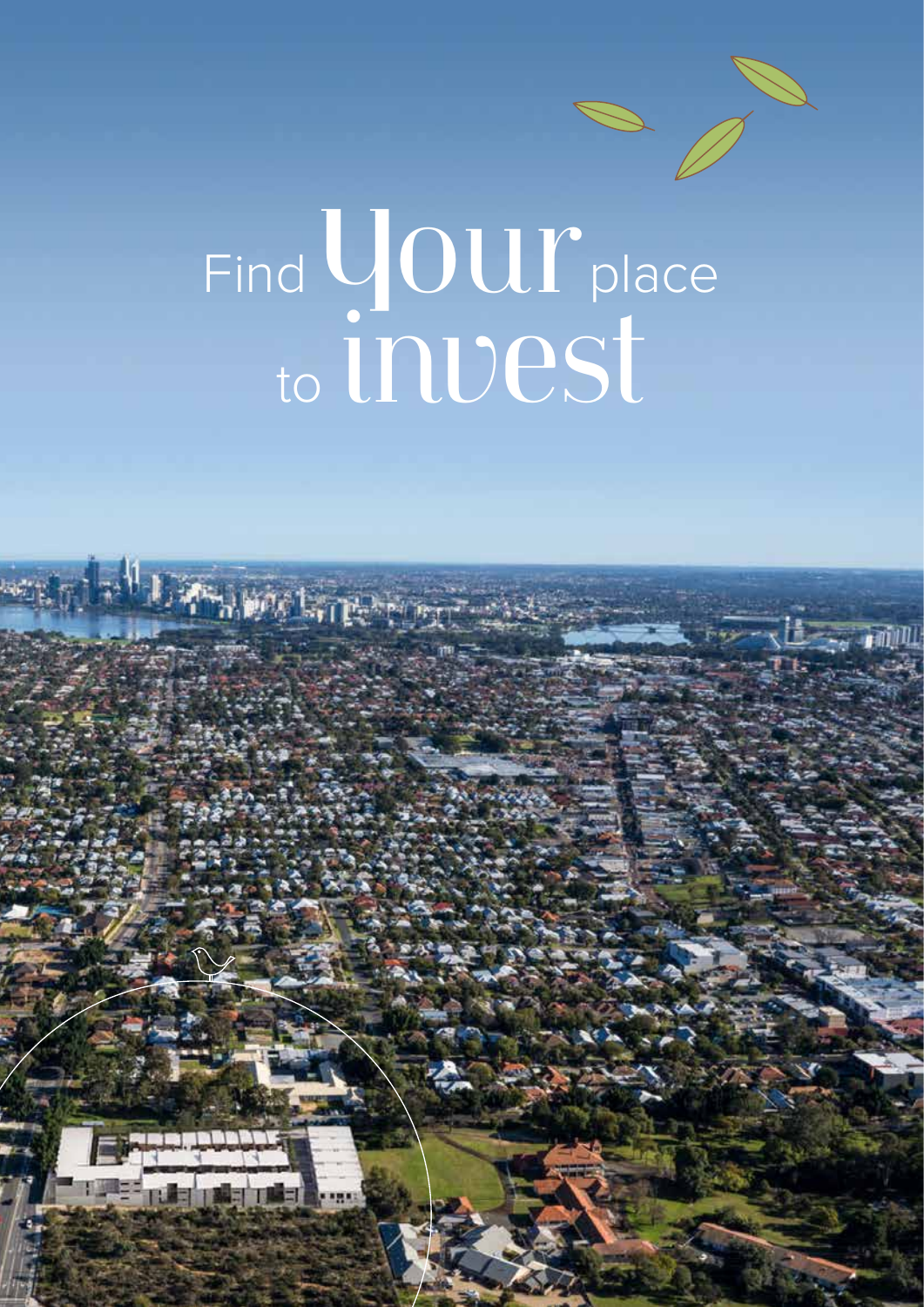# Find your place to invest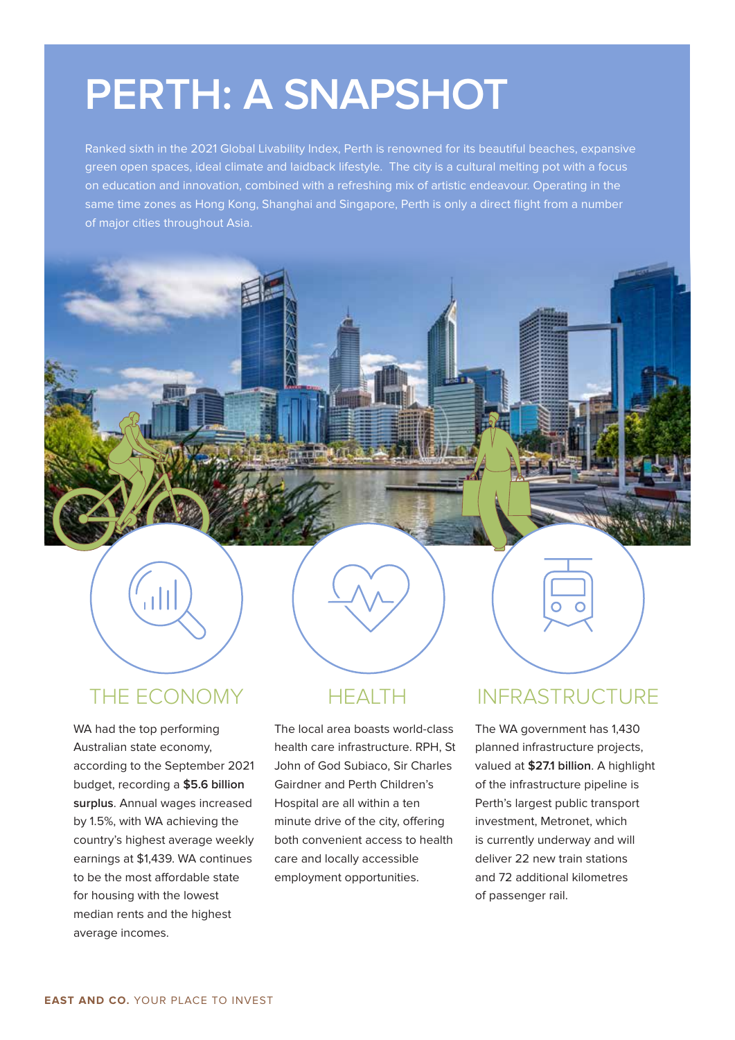# PERTH: A SNAPSHOT

Ranked sixth in the 2021 Global Livability Index, Perth is renowned for its beautiful beaches, expansive green open spaces, ideal climate and laidback lifestyle. The city is a cultural melting pot with a focus on education and innovation, combined with a refreshing mix of artistic endeavour. Operating in the same time zones as Hong Kong, Shanghai and Singapore, Perth is only a direct flight from a number of major cities throughout Asia.

## THE ECONOMY

WA had the top performing Australian state economy, according to the September 2021 budget, recording a **$5.6 billion surplus**. Annual wages increased by 1.5%, with WA achieving the country's highest average weekly earnings at $1,439. WA continues to be the most affordable state for housing with the lowest median rents and the highest average incomes.

## HEALTH

The local area boasts world-class health care infrastructure. RPH, St John of God Subiaco, Sir Charles Gairdner and Perth Children's Hospital are all within a ten minute drive of the city, offering both convenient access to health care and locally accessible employment opportunities.

## INFRASTRUCTURE

The WA government has 1,430 planned infrastructure projects, valued at **$27.1 billion**. A highlight of the infrastructure pipeline is Perth's largest public transport investment, Metronet, which is currently underway and will deliver 22 new train stations and 72 additional kilometres of passenger rail.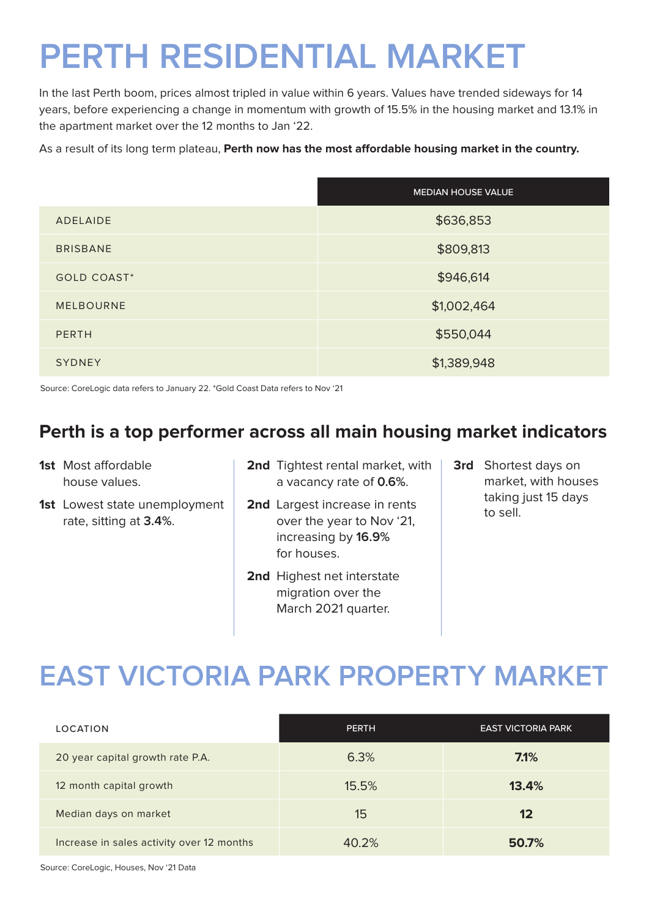# PERTH RESIDENTIAL MARKET

In the last Perth boom, prices almost tripled in value within 6 years. Values have trended sideways for 14 years, before experiencing a change in momentum with growth of 15.5% in the housing market and 13.1% in the apartment market over the 12 months to Jan '22.

As a result of its long term plateau, **Perth now has the most affordable housing market in the country.**

| | MEDIAN HOUSE VALUE |
|---|---|
| ADELAIDE | $636,853 |
| BRISBANE | $809,813 |
| GOLD COAST* | $946,614 |
| MELBOURNE | $1,002,464 |
| PERTH | $550,044 |
| SYDNEY | $1,389,948 |

Source: CoreLogic data refers to January 22. *Gold Coast Data refers to Nov '21

## Perth is a top performer across all main housing market indicators

**1st** Most affordable house values.

**1st** Lowest state unemployment rate, sitting at **3.4%**.

**2nd** Tightest rental market, with a vacancy rate of **0.6%**.

**2nd** Largest increase in rents over the year to Nov '21, increasing by **16.9%** for houses.

**2nd** Highest net interstate migration over the March 2021 quarter.

**3rd** Shortest days on market, with houses taking just 15 days to sell.

# EAST VICTORIA PARK PROPERTY MARKET

| LOCATION | PERTH | EAST VICTORIA PARK |
|---|---|---|
| 20 year capital growth rate P.A. | 6.3% | **7.1%** |
| 12 month capital growth | 15.5% | **13.4%** |
| Median days on market | 15 | **12** |
| Increase in sales activity over 12 months | 40.2% | **50.7%** |

Source: CoreLogic, Houses, Nov '21 Data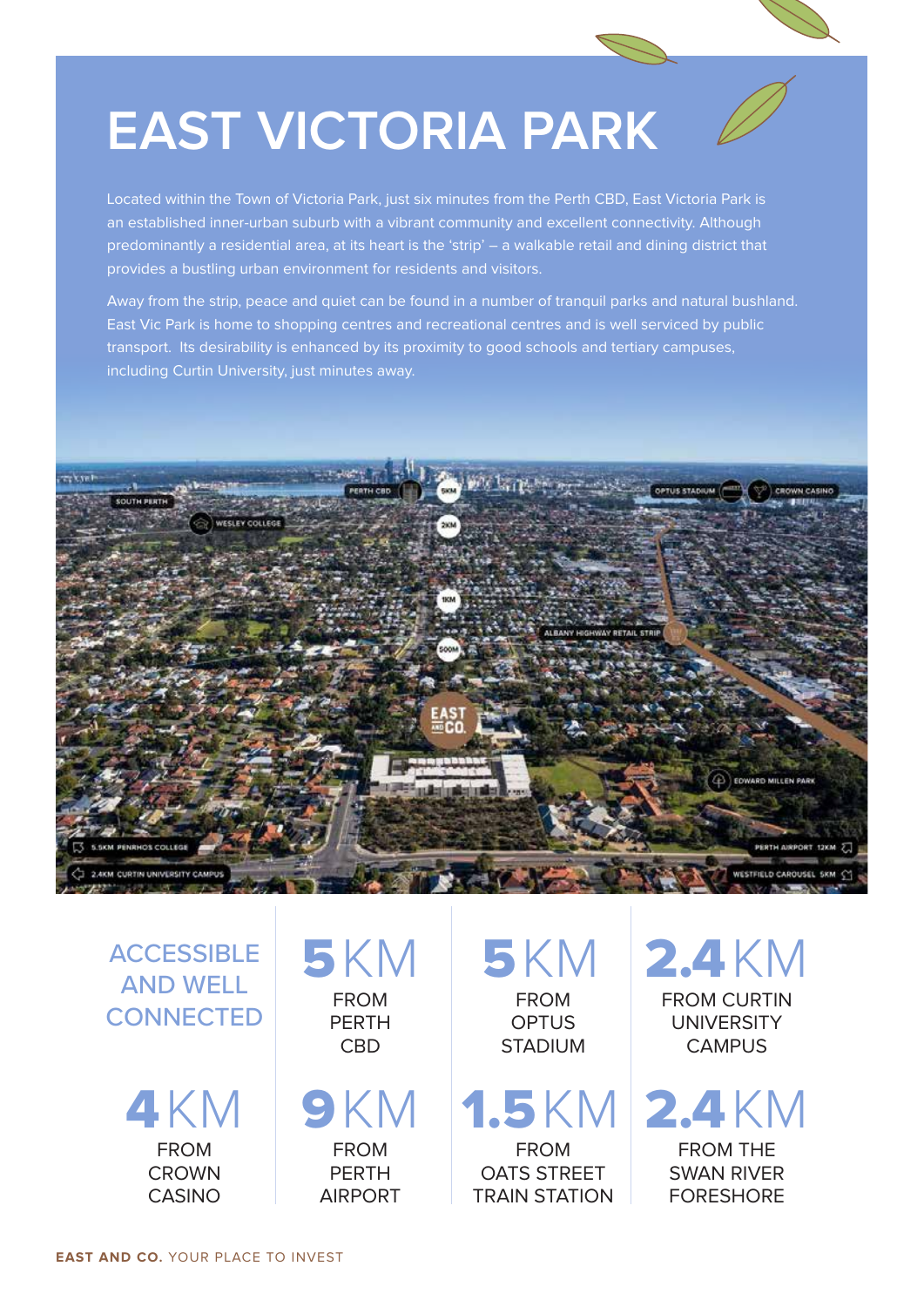# EAST VICTORIA PARK

Located within the Town of Victoria Park, just six minutes from the Perth CBD, East Victoria Park is an established inner-urban suburb with a vibrant community and excellent connectivity. Although predominantly a residential area, at its heart is the 'strip' – a walkable retail and dining district that provides a bustling urban environment for residents and visitors.

Away from the strip, peace and quiet can be found in a number of tranquil parks and natural bushland. East Vic Park is home to shopping centres and recreational centres and is well serviced by public transport. Its desirability is enhanced by its proximity to good schools and tertiary campuses, including Curtin University, just minutes away.

SOUTH PERTH

WESLEY COLLEGE

PERTH CBD

5KM

2KM

1KM

500M

OPTUS STADIUM

CROWN CASINO

ALBANY HIGHWAY RETAIL STRIP

EAST AND CO.

EDWARD MILLEN PARK

5.5KM PENRHOS COLLEGE

2.4KM CURTIN UNIVERSITY CAMPUS

PERTH AIRPORT 12KM

WESTFIELD CAROUSEL 5KM

## ACCESSIBLE AND WELL CONNECTED

**5** KM FROM PERTH CBD

**5** KM FROM OPTUS STADIUM

**2.4** KM FROM CURTIN UNIVERSITY CAMPUS

**4** KM FROM CROWN CASINO

**9** KM FROM PERTH AIRPORT

**1.5** KM FROM OATS STREET TRAIN STATION

**2.4** KM FROM THE SWAN RIVER FORESHORE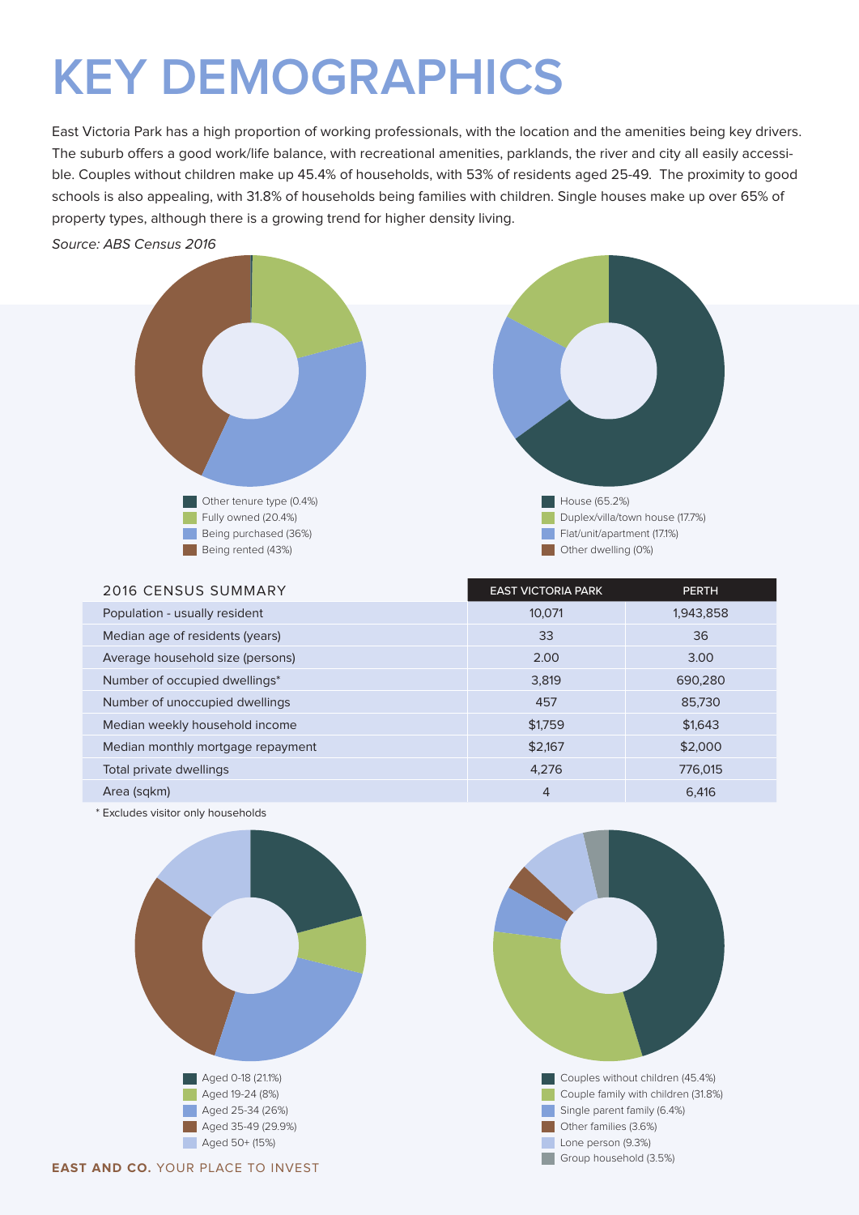# KEY DEMOGRAPHICS

East Victoria Park has a high proportion of working professionals, with the location and the amenities being key drivers. The suburb offers a good work/life balance, with recreational amenities, parklands, the river and city all easily accessible. Couples without children make up 45.4% of households, with 53% of residents aged 25-49. The proximity to good schools is also appealing, with 31.8% of households being families with children. Single houses make up over 65% of property types, although there is a growing trend for higher density living.

*Source: ABS Census 2016*

- Other tenure type (0.4%)
- Fully owned (20.4%)
- Being purchased (36%)
- Being rented (43%)

- House (65.2%)
- Duplex/villa/town house (17.7%)
- Flat/unit/apartment (17.1%)
- Other dwelling (0%)

| 2016 CENSUS SUMMARY | EAST VICTORIA PARK | PERTH |
|---|---|---|
| Population - usually resident | 10,071 | 1,943,858 |
| Median age of residents (years) | 33 | 36 |
| Average household size (persons) | 2.00 | 3.00 |
| Number of occupied dwellings* | 3,819 | 690,280 |
| Number of unoccupied dwellings | 457 | 85,730 |
| Median weekly household income | $1,759 | $1,643 |
| Median monthly mortgage repayment | $2,167 | $2,000 |
| Total private dwellings | 4,276 | 776,015 |
| Area (sqkm) | 4 | 6,416 |

* Excludes visitor only households

- Aged 0-18 (21.1%)
- Aged 19-24 (8%)
- Aged 25-34 (26%)
- Aged 35-49 (29.9%)
- Aged 50+ (15%)

- Couples without children (45.4%)
- Couple family with children (31.8%)
- Single parent family (6.4%)
- Other families (3.6%)
- Lone person (9.3%)
- Group household (3.5%)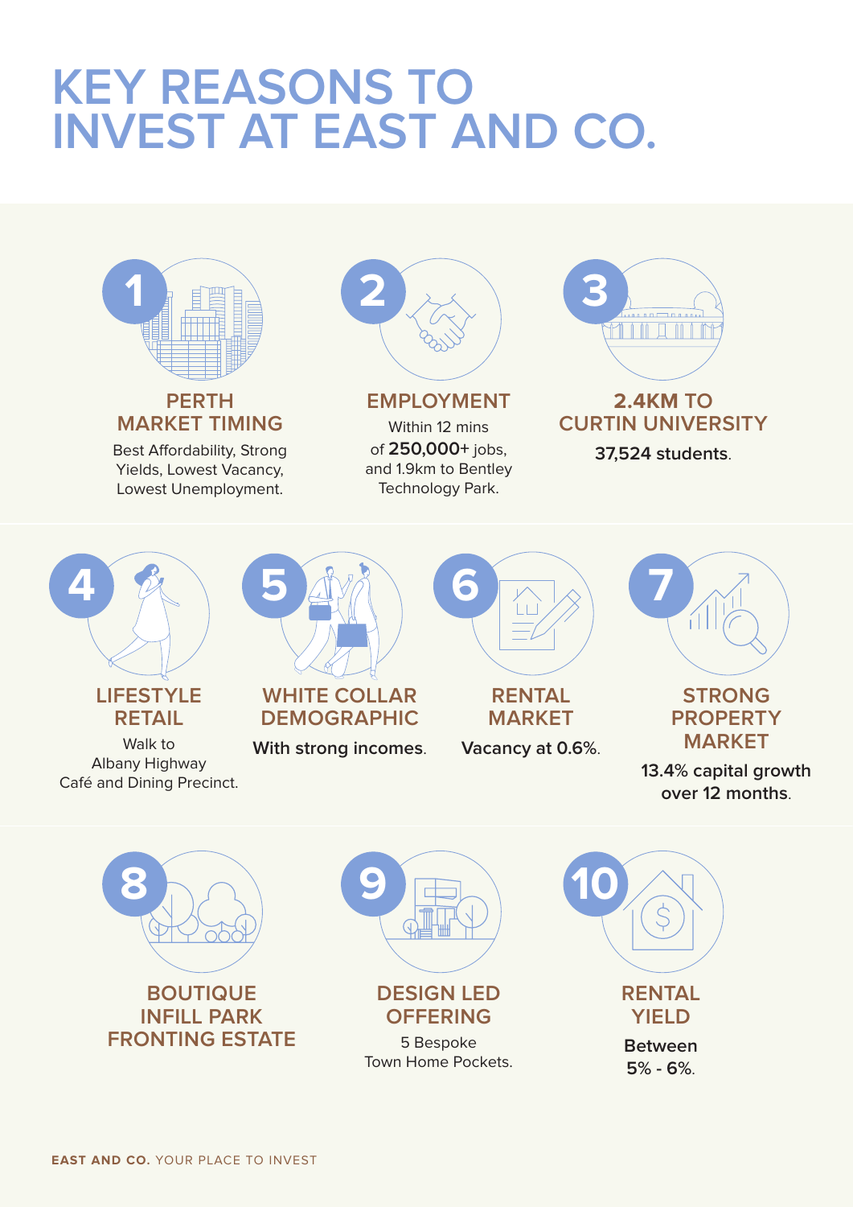# KEY REASONS TO INVEST AT EAST AND CO.

## 1 PERTH MARKET TIMING

Best Affordability, Strong Yields, Lowest Vacancy, Lowest Unemployment.

## 2 EMPLOYMENT

Within 12 mins of **250,000+** jobs, and 1.9km to Bentley Technology Park.

## 3 2.4KM TO CURTIN UNIVERSITY

**37,524 students**.

## 4 LIFESTYLE RETAIL

Walk to Albany Highway Café and Dining Precinct.

## 5 WHITE COLLAR DEMOGRAPHIC

**With strong incomes**.

## 6 RENTAL MARKET

**Vacancy at 0.6%**.

## 7 STRONG PROPERTY MARKET

**13.4% capital growth over 12 months**.

## 8 BOUTIQUE INFILL PARK FRONTING ESTATE

## 9 DESIGN LED OFFERING

5 Bespoke Town Home Pockets.

## 10 RENTAL YIELD

**Between 5% - 6%**.

**EAST AND CO.** YOUR PLACE TO INVEST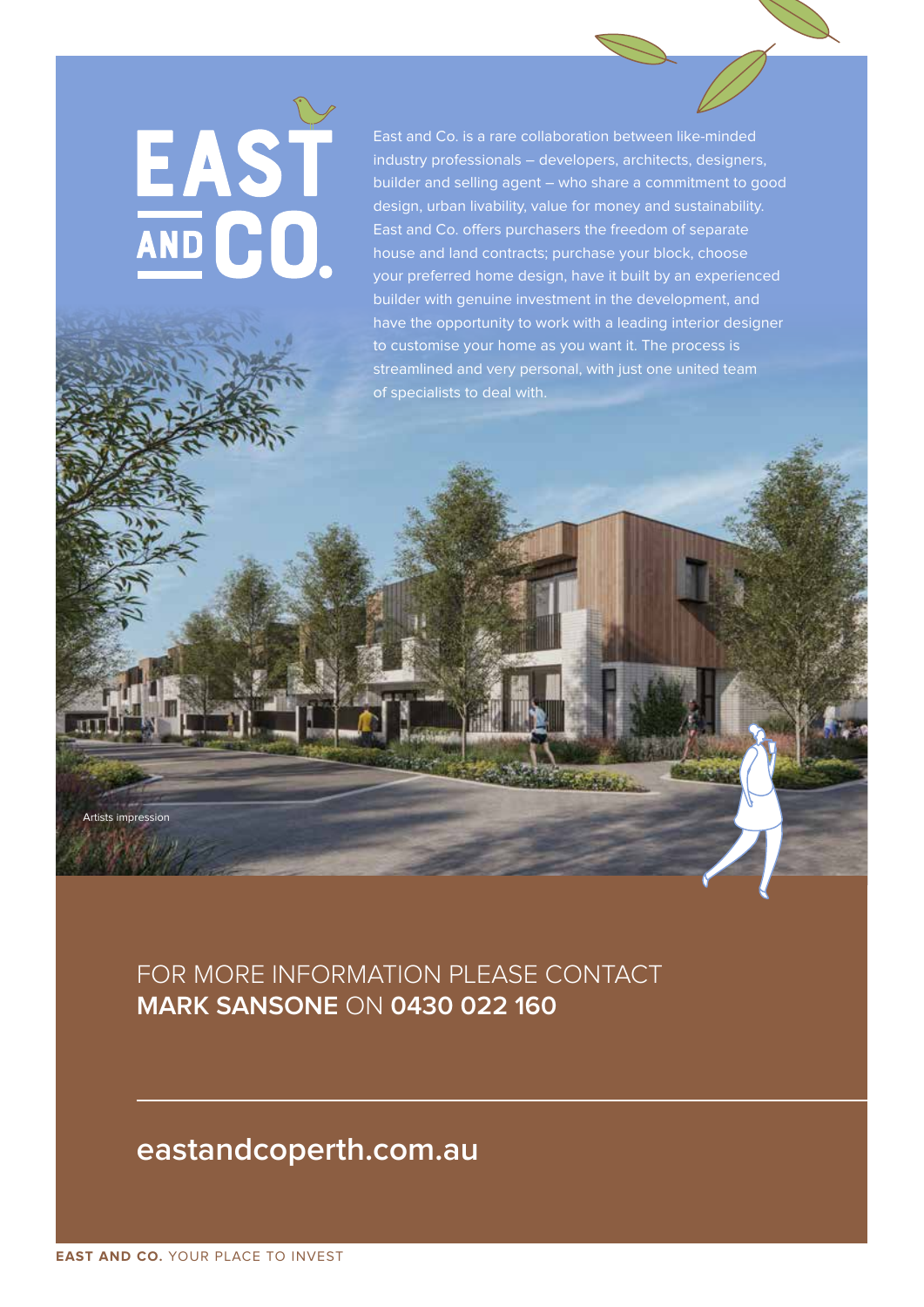# EAST AND CO.

East and Co. is a rare collaboration between like-minded industry professionals – developers, architects, designers, builder and selling agent – who share a commitment to good design, urban livability, value for money and sustainability. East and Co. offers purchasers the freedom of separate house and land contracts; purchase your block, choose your preferred home design, have it built by an experienced builder with genuine investment in the development, and have the opportunity to work with a leading interior designer to customise your home as you want it. The process is streamlined and very personal, with just one united team of specialists to deal with.

Artists impression

FOR MORE INFORMATION PLEASE CONTACT
**MARK SANSONE** ON **0430 022 160**

**eastandcoperth.com.au**

**EAST AND CO.** YOUR PLACE TO INVEST